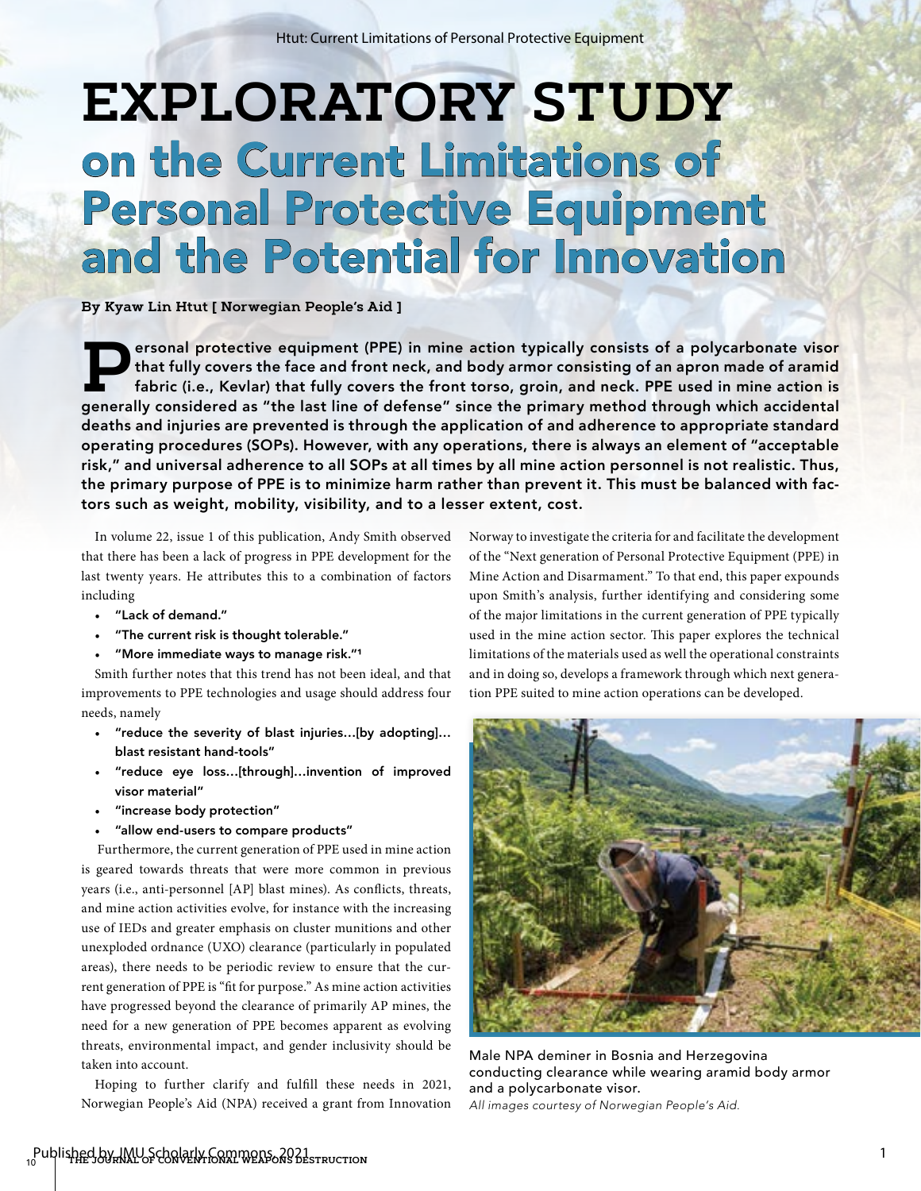# EXPLORATORY STUDY on the Current Limitations of Personal Protective Equipment and the Potential for Innovation

**By Kyaw Lin Htut [ Norwegian People's Aid ]**

**Personal protective equipment (PPE) in mine action typically consists of a polycarbonate visor that fully covers the face and front neck, and body armor consisting of an apron made of aramid fabric (i.e., Kevlar) that fully covers the front torso, groin, and neck. PPE used in mine action is generally considered as "the last line of defense" since the primary method through which accidental deaths and injuries are prevented is through the application of and adherence to appropriate standard operating procedures (SOPs). However, with any operations, there is always an element of "acceptable risk," and universal adherence to all SOPs at all times by all mine action personnel is not realistic. Thus, the primary purpose of PPE is to minimize harm rather than prevent it. This must be balanced with factors such as weight, mobility, visibility, and to a lesser extent, cost.**

In volume 22, issue 1 of this publication, Andy Smith observed that there has been a lack of progress in PPE development for the last twenty years. He attributes this to a combination of factors including

- **"Lack of demand."**
- **"The current risk is thought tolerable."**
- **"More immediate ways to manage risk."[1]**

Smith further notes that this trend has not been ideal, and that improvements to PPE technologies and usage should address four needs, namely

- **"reduce the severity of blast injuries…[by adopting]…blast resistant hand-tools"**
- **"reduce eye loss…[through]…invention of improved visor material"**
- **"increase body protection"**
- **"allow end-users to compare products"**

Furthermore, the current generation of PPE used in mine action is geared towards threats that were more common in previous years (i.e., anti-personnel [AP] blast mines). As conflicts, threats, and mine action activities evolve, for instance with the increasing use of IEDs and greater emphasis on cluster munitions and other unexploded ordnance (UXO) clearance (particularly in populated areas), there needs to be periodic review to ensure that the current generation of PPE is "fit for purpose." As mine action activities have progressed beyond the clearance of primarily AP mines, the need for a new generation of PPE becomes apparent as evolving threats, environmental impact, and gender inclusivity should be taken into account.

Hoping to further clarify and fulfill these needs in 2021, Norwegian People's Aid (NPA) received a grant from Innovation Norway to investigate the criteria for and facilitate the development of the "Next generation of Personal Protective Equipment (PPE) in Mine Action and Disarmament." To that end, this paper expounds upon Smith's analysis, further identifying and considering some of the major limitations in the current generation of PPE typically used in the mine action sector. This paper explores the technical limitations of the materials used as well the operational constraints and in doing so, develops a framework through which next generation PPE suited to mine action operations can be developed.

Male NPA deminer in Bosnia and Herzegovina conducting clearance while wearing aramid body armor and a polycarbonate visor.
*All images courtesy of Norwegian People's Aid.*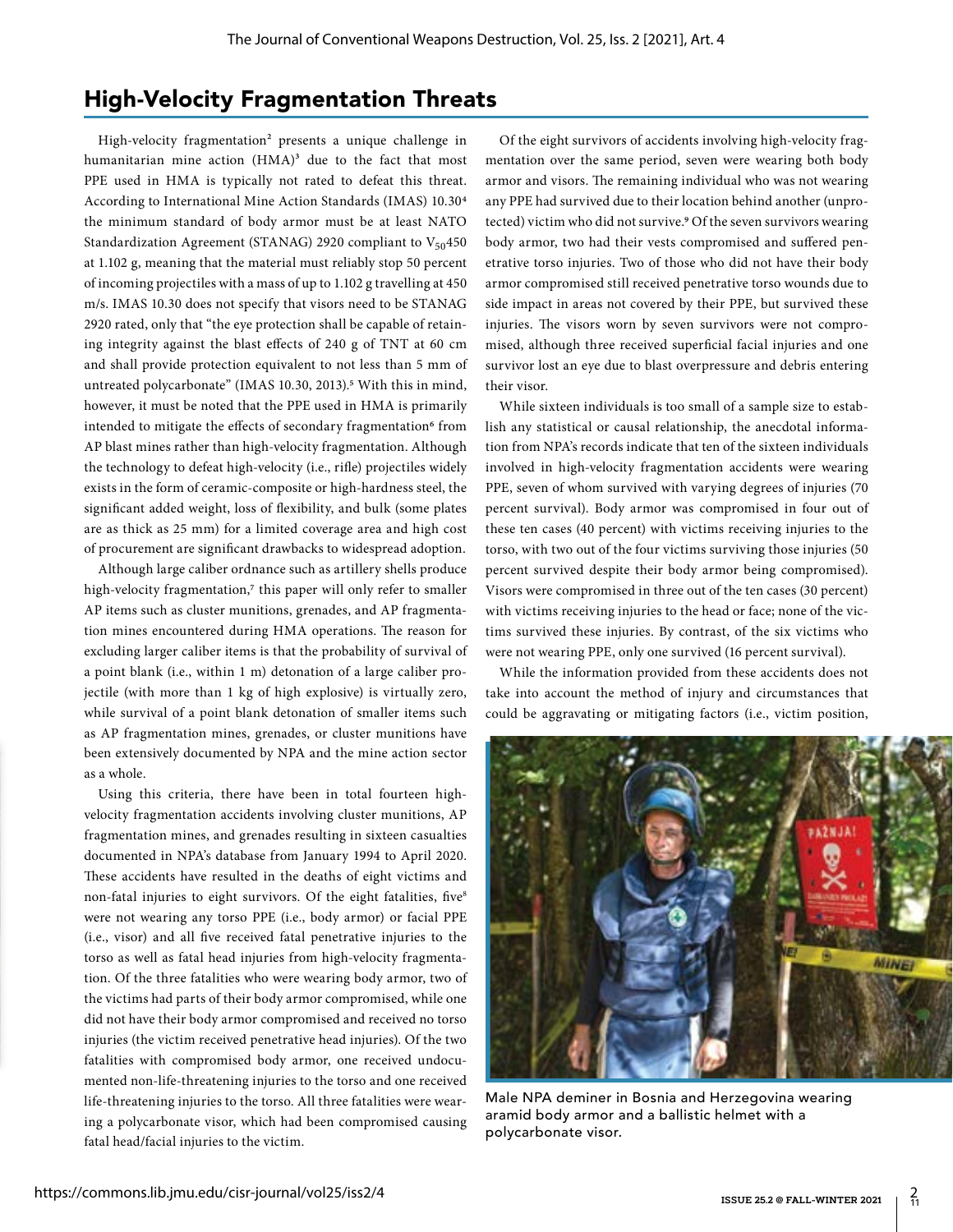## High-Velocity Fragmentation Threats

High-velocity fragmentation[2] presents a unique challenge in humanitarian mine action (HMA)[3] due to the fact that most PPE used in HMA is typically not rated to defeat this threat. According to International Mine Action Standards (IMAS) 10.30[4] the minimum standard of body armor must be at least NATO Standardization Agreement (STANAG) 2920 compliant to $V_{50}$450 at 1.102 g, meaning that the material must reliably stop 50 percent of incoming projectiles with a mass of up to 1.102 g travelling at 450 m/s. IMAS 10.30 does not specify that visors need to be STANAG 2920 rated, only that "the eye protection shall be capable of retaining integrity against the blast effects of 240 g of TNT at 60 cm and shall provide protection equivalent to not less than 5 mm of untreated polycarbonate" (IMAS 10.30, 2013).[5] With this in mind, however, it must be noted that the PPE used in HMA is primarily intended to mitigate the effects of secondary fragmentation[6] from AP blast mines rather than high-velocity fragmentation. Although the technology to defeat high-velocity (i.e., rifle) projectiles widely exists in the form of ceramic-composite or high-hardness steel, the significant added weight, loss of flexibility, and bulk (some plates are as thick as 25 mm) for a limited coverage area and high cost of procurement are significant drawbacks to widespread adoption.

Although large caliber ordnance such as artillery shells produce high-velocity fragmentation,[7] this paper will only refer to smaller AP items such as cluster munitions, grenades, and AP fragmentation mines encountered during HMA operations. The reason for excluding larger caliber items is that the probability of survival of a point blank (i.e., within 1 m) detonation of a large caliber projectile (with more than 1 kg of high explosive) is virtually zero, while survival of a point blank detonation of smaller items such as AP fragmentation mines, grenades, or cluster munitions have been extensively documented by NPA and the mine action sector as a whole.

Using this criteria, there have been in total fourteen high-velocity fragmentation accidents involving cluster munitions, AP fragmentation mines, and grenades resulting in sixteen casualties documented in NPA's database from January 1994 to April 2020. These accidents have resulted in the deaths of eight victims and non-fatal injuries to eight survivors. Of the eight fatalities, five[8] were not wearing any torso PPE (i.e., body armor) or facial PPE (i.e., visor) and all five received fatal penetrative injuries to the torso as well as fatal head injuries from high-velocity fragmentation. Of the three fatalities who were wearing body armor, two of the victims had parts of their body armor compromised, while one did not have their body armor compromised and received no torso injuries (the victim received penetrative head injuries). Of the two fatalities with compromised body armor, one received undocumented non-life-threatening injuries to the torso and one received life-threatening injuries to the torso. All three fatalities were wearing a polycarbonate visor, which had been compromised causing fatal head/facial injuries to the victim.

Of the eight survivors of accidents involving high-velocity fragmentation over the same period, seven were wearing both body armor and visors. The remaining individual who was not wearing any PPE had survived due to their location behind another (unprotected) victim who did not survive.[9] Of the seven survivors wearing body armor, two had their vests compromised and suffered penetrative torso injuries. Two of those who did not have their body armor compromised still received penetrative torso wounds due to side impact in areas not covered by their PPE, but survived these injuries. The visors worn by seven survivors were not compromised, although three received superficial facial injuries and one survivor lost an eye due to blast overpressure and debris entering their visor.

While sixteen individuals is too small of a sample size to establish any statistical or causal relationship, the anecdotal information from NPA's records indicate that ten of the sixteen individuals involved in high-velocity fragmentation accidents were wearing PPE, seven of whom survived with varying degrees of injuries (70 percent survival). Body armor was compromised in four out of these ten cases (40 percent) with victims receiving injuries to the torso, with two out of the four victims surviving those injuries (50 percent survived despite their body armor being compromised). Visors were compromised in three out of the ten cases (30 percent) with victims receiving injuries to the head or face; none of the victims survived these injuries. By contrast, of the six victims who were not wearing PPE, only one survived (16 percent survival).

While the information provided from these accidents does not take into account the method of injury and circumstances that could be aggravating or mitigating factors (i.e., victim position,

Male NPA deminer in Bosnia and Herzegovina wearing aramid body armor and a ballistic helmet with a polycarbonate visor.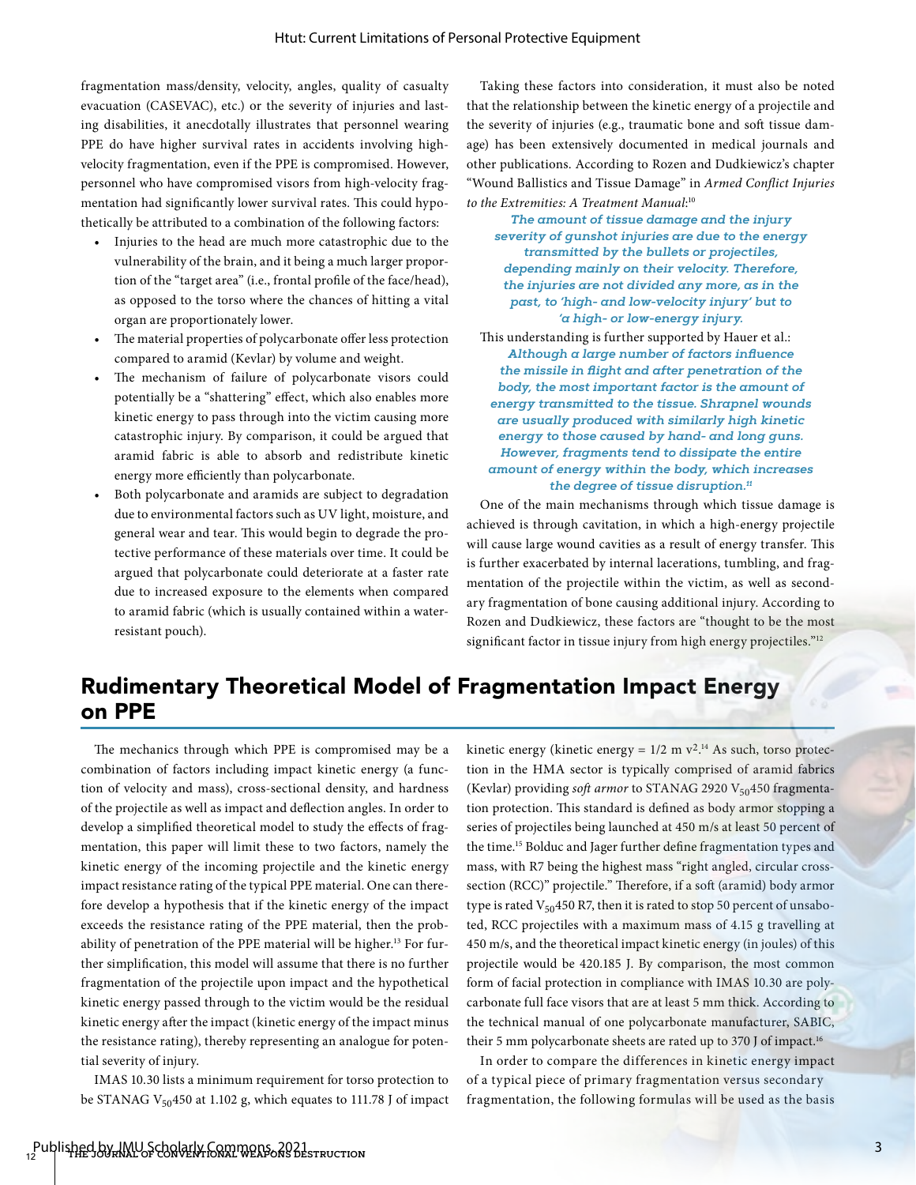fragmentation mass/density, velocity, angles, quality of casualty evacuation (CASEVAC), etc.) or the severity of injuries and lasting disabilities, it anecdotally illustrates that personnel wearing PPE do have higher survival rates in accidents involving high-velocity fragmentation, even if the PPE is compromised. However, personnel who have compromised visors from high-velocity fragmentation had significantly lower survival rates. This could hypothetically be attributed to a combination of the following factors:

- Injuries to the head are much more catastrophic due to the vulnerability of the brain, and it being a much larger proportion of the "target area" (i.e., frontal profile of the face/head), as opposed to the torso where the chances of hitting a vital organ are proportionately lower.
- The material properties of polycarbonate offer less protection compared to aramid (Kevlar) by volume and weight.
- The mechanism of failure of polycarbonate visors could potentially be a "shattering" effect, which also enables more kinetic energy to pass through into the victim causing more catastrophic injury. By comparison, it could be argued that aramid fabric is able to absorb and redistribute kinetic energy more efficiently than polycarbonate.
- Both polycarbonate and aramids are subject to degradation due to environmental factors such as UV light, moisture, and general wear and tear. This would begin to degrade the protective performance of these materials over time. It could be argued that polycarbonate could deteriorate at a faster rate due to increased exposure to the elements when compared to aramid fabric (which is usually contained within a water-resistant pouch).

Taking these factors into consideration, it must also be noted that the relationship between the kinetic energy of a projectile and the severity of injuries (e.g., traumatic bone and soft tissue damage) has been extensively documented in medical journals and other publications. According to Rozen and Dudkiewicz's chapter "Wound Ballistics and Tissue Damage" in *Armed Conflict Injuries to the Extremities: A Treatment Manual*:[10]

> ***The amount of tissue damage and the injury severity of gunshot injuries are due to the energy transmitted by the bullets or projectiles, depending mainly on their velocity. Therefore, the injuries are not divided any more, as in the past, to 'high- and low-velocity injury' but to 'a high- or low-energy injury.***

This understanding is further supported by Hauer et al.:

> ***Although a large number of factors influence the missile in flight and after penetration of the body, the most important factor is the amount of energy transmitted to the tissue. Shrapnel wounds are usually produced with similarly high kinetic energy to those caused by hand- and long guns. However, fragments tend to dissipate the entire amount of energy within the body, which increases the degree of tissue disruption.***[11]

One of the main mechanisms through which tissue damage is achieved is through cavitation, in which a high-energy projectile will cause large wound cavities as a result of energy transfer. This is further exacerbated by internal lacerations, tumbling, and fragmentation of the projectile within the victim, as well as secondary fragmentation of bone causing additional injury. According to Rozen and Dudkiewicz, these factors are "thought to be the most significant factor in tissue injury from high energy projectiles."[12]

## Rudimentary Theoretical Model of Fragmentation Impact Energy on PPE

The mechanics through which PPE is compromised may be a combination of factors including impact kinetic energy (a function of velocity and mass), cross-sectional density, and hardness of the projectile as well as impact and deflection angles. In order to develop a simplified theoretical model to study the effects of fragmentation, this paper will limit these to two factors, namely the kinetic energy of the incoming projectile and the kinetic energy impact resistance rating of the typical PPE material. One can therefore develop a hypothesis that if the kinetic energy of the impact exceeds the resistance rating of the PPE material, then the probability of penetration of the PPE material will be higher.[13] For further simplification, this model will assume that there is no further fragmentation of the projectile upon impact and the hypothetical kinetic energy passed through to the victim would be the residual kinetic energy after the impact (kinetic energy of the impact minus the resistance rating), thereby representing an analogue for potential severity of injury.

IMAS 10.30 lists a minimum requirement for torso protection to be STANAG $V_{50}$450 at 1.102 g, which equates to 111.78 J of impact kinetic energy (kinetic energy = $1/2\ m\ v^2$.[14] As such, torso protection in the HMA sector is typically comprised of aramid fabrics (Kevlar) providing *soft armor* to STANAG 2920 $V_{50}$450 fragmentation protection. This standard is defined as body armor stopping a series of projectiles being launched at 450 m/s at least 50 percent of the time.[15] Bolduc and Jager further define fragmentation types and mass, with R7 being the highest mass "right angled, circular cross-section (RCC)" projectile." Therefore, if a soft (aramid) body armor type is rated $V_{50}$450 R7, then it is rated to stop 50 percent of unsaboted, RCC projectiles with a maximum mass of 4.15 g travelling at 450 m/s, and the theoretical impact kinetic energy (in joules) of this projectile would be 420.185 J. By comparison, the most common form of facial protection in compliance with IMAS 10.30 are polycarbonate full face visors that are at least 5 mm thick. According to the technical manual of one polycarbonate manufacturer, SABIC, their 5 mm polycarbonate sheets are rated up to 370 J of impact.[16]

In order to compare the differences in kinetic energy impact of a typical piece of primary fragmentation versus secondary fragmentation, the following formulas will be used as the basis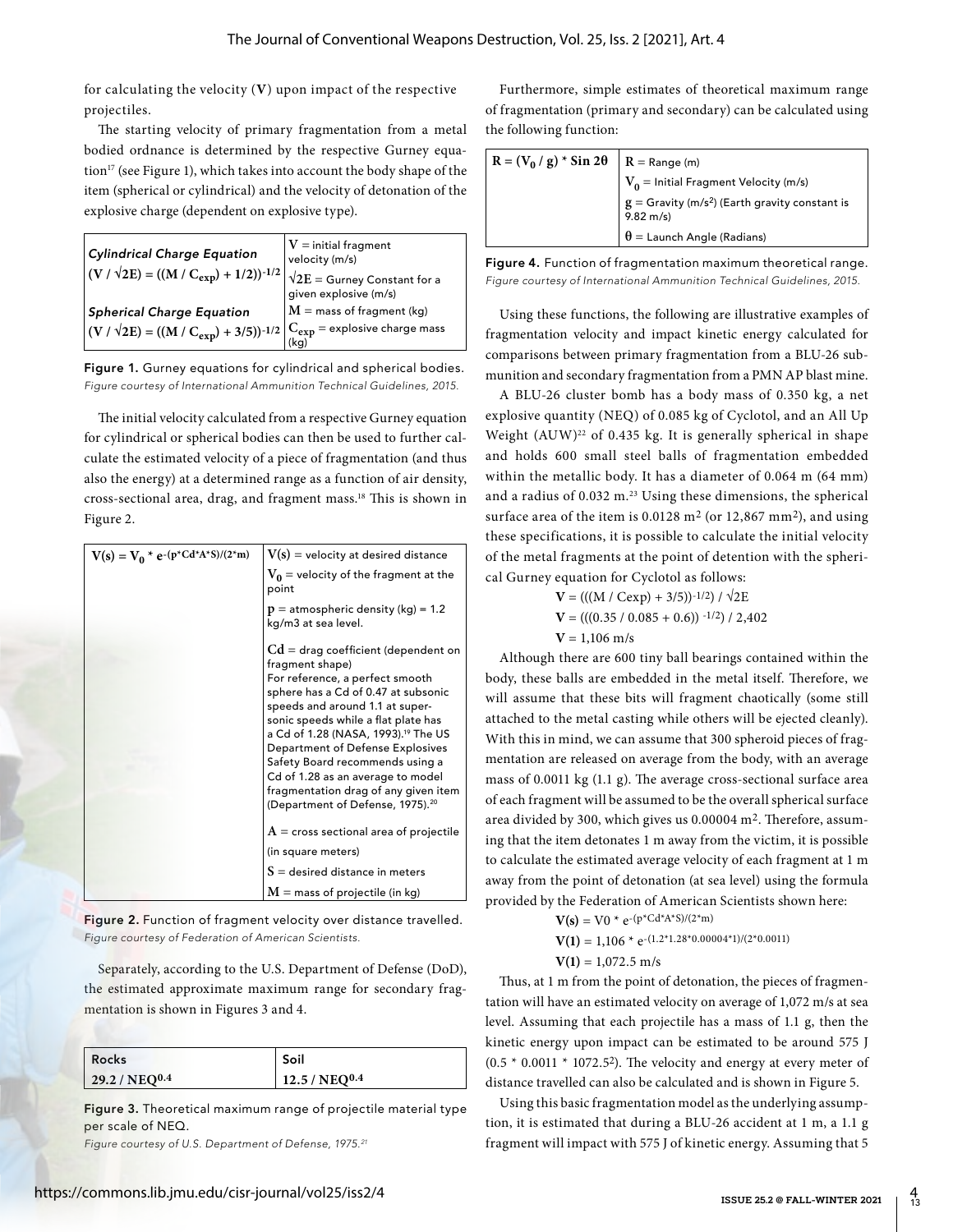for calculating the velocity (**V**) upon impact of the respective projectiles.

The starting velocity of primary fragmentation from a metal bodied ordnance is determined by the respective Gurney equation[17] (see Figure 1), which takes into account the body shape of the item (spherical or cylindrical) and the velocity of detonation of the explosive charge (dependent on explosive type).

| | |
|---|---|
| *Cylindrical Charge Equation* $(V / \sqrt{2E}) = ((M / C_{exp}) + 1/2))^{-1/2}$ | $V$ = initial fragment velocity (m/s) $\sqrt{2E}$ = Gurney Constant for a given explosive (m/s) |
| *Spherical Charge Equation* $(V / \sqrt{2E}) = ((M / C_{exp}) + 3/5))^{-1/2}$ | $M$ = mass of fragment (kg) $C_{exp}$ = explosive charge mass (kg) |

**Figure 1.** Gurney equations for cylindrical and spherical bodies.
*Figure courtesy of International Ammunition Technical Guidelines, 2015.*

The initial velocity calculated from a respective Gurney equation for cylindrical or spherical bodies can then be used to further calculate the estimated velocity of a piece of fragmentation (and thus also the energy) at a determined range as a function of air density, cross-sectional area, drag, and fragment mass.[18] This is shown in Figure 2.

| | |
|---|---|
| $V(s) = V_0 * e^{-(p*Cd*A*S)/(2*m)}$ | $V(s)$ = velocity at desired distance |
| | $V_0$ = velocity of the fragment at the point |
| | $p$ = atmospheric density (kg) = 1.2 kg/m3 at sea level. |
| | $Cd$ = drag coefficient (dependent on fragment shape) For reference, a perfect smooth sphere has a Cd of 0.47 at subsonic speeds and around 1.1 at supersonic speeds while a flat plate has a Cd of 1.28 (NASA, 1993).[19] The US Department of Defense Explosives Safety Board recommends using a Cd of 1.28 as an average to model fragmentation drag of any given item (Department of Defense, 1975).[20] |
| | $A$ = cross sectional area of projectile (in square meters) |
| | $S$ = desired distance in meters |
| | $M$ = mass of projectile (in kg) |

**Figure 2.** Function of fragment velocity over distance travelled.
*Figure courtesy of Federation of American Scientists.*

Separately, according to the U.S. Department of Defense (DoD), the estimated approximate maximum range for secondary fragmentation is shown in Figures 3 and 4.

| Rocks | Soil |
|---|---|
| $29.2 / NEQ^{0.4}$ | $12.5 / NEQ^{0.4}$ |

**Figure 3.** Theoretical maximum range of projectile material type per scale of NEQ.
*Figure courtesy of U.S. Department of Defense, 1975.[21]*

Furthermore, simple estimates of theoretical maximum range of fragmentation (primary and secondary) can be calculated using the following function:

| | |
|---|---|
| $R = (V_0 / g) * \sin 2\theta$ | $R$ = Range (m) |
| | $V_0$ = Initial Fragment Velocity (m/s) |
| | $g$ = Gravity (m/s$^2$) (Earth gravity constant is 9.82 m/s) |
| | $\theta$ = Launch Angle (Radians) |

**Figure 4.** Function of fragmentation maximum theoretical range.
*Figure courtesy of International Ammunition Technical Guidelines, 2015.*

Using these functions, the following are illustrative examples of fragmentation velocity and impact kinetic energy calculated for comparisons between primary fragmentation from a BLU-26 submunition and secondary fragmentation from a PMN AP blast mine.

A BLU-26 cluster bomb has a body mass of 0.350 kg, a net explosive quantity (NEQ) of 0.085 kg of Cyclotol, and an All Up Weight (AUW)[22] of 0.435 kg. It is generally spherical in shape and holds 600 small steel balls of fragmentation embedded within the metallic body. It has a diameter of 0.064 m (64 mm) and a radius of 0.032 m.[23] Using these dimensions, the spherical surface area of the item is 0.0128 m$^2$ (or 12,867 mm$^2$), and using these specifications, it is possible to calculate the initial velocity of the metal fragments at the point of detention with the spherical Gurney equation for Cyclotol as follows:

$$\mathbf{V} = (((M / Cexp) + 3/5))^{-1/2}) / \sqrt{2E}$$
$$\mathbf{V} = (((0.35 / 0.085 + 0.6))^{-1/2}) / 2{,}402$$
$$\mathbf{V} = 1{,}106 \text{ m/s}$$

Although there are 600 tiny ball bearings contained within the body, these balls are embedded in the metal itself. Therefore, we will assume that these bits will fragment chaotically (some still attached to the metal casting while others will be ejected cleanly). With this in mind, we can assume that 300 spheroid pieces of fragmentation are released on average from the body, with an average mass of 0.0011 kg (1.1 g). The average cross-sectional surface area of each fragment will be assumed to be the overall spherical surface area divided by 300, which gives us 0.00004 m$^2$. Therefore, assuming that the item detonates 1 m away from the victim, it is possible to calculate the estimated average velocity of each fragment at 1 m away from the point of detonation (at sea level) using the formula provided by the Federation of American Scientists shown here:

$$\mathbf{V(s)} = V0 * e^{-(p*Cd*A*S)/(2*m)}$$
$$\mathbf{V(1)} = 1{,}106 * e^{-(1.2*1.28*0.00004*1)/(2*0.0011)}$$
$$\mathbf{V(1)} = 1{,}072.5 \text{ m/s}$$

Thus, at 1 m from the point of detonation, the pieces of fragmentation will have an estimated velocity on average of 1,072 m/s at sea level. Assuming that each projectile has a mass of 1.1 g, then the kinetic energy upon impact can be estimated to be around 575 J ($0.5 * 0.0011 * 1072.5^2$). The velocity and energy at every meter of distance travelled can also be calculated and is shown in Figure 5.

Using this basic fragmentation model as the underlying assumption, it is estimated that during a BLU-26 accident at 1 m, a 1.1 g fragment will impact with 575 J of kinetic energy. Assuming that 5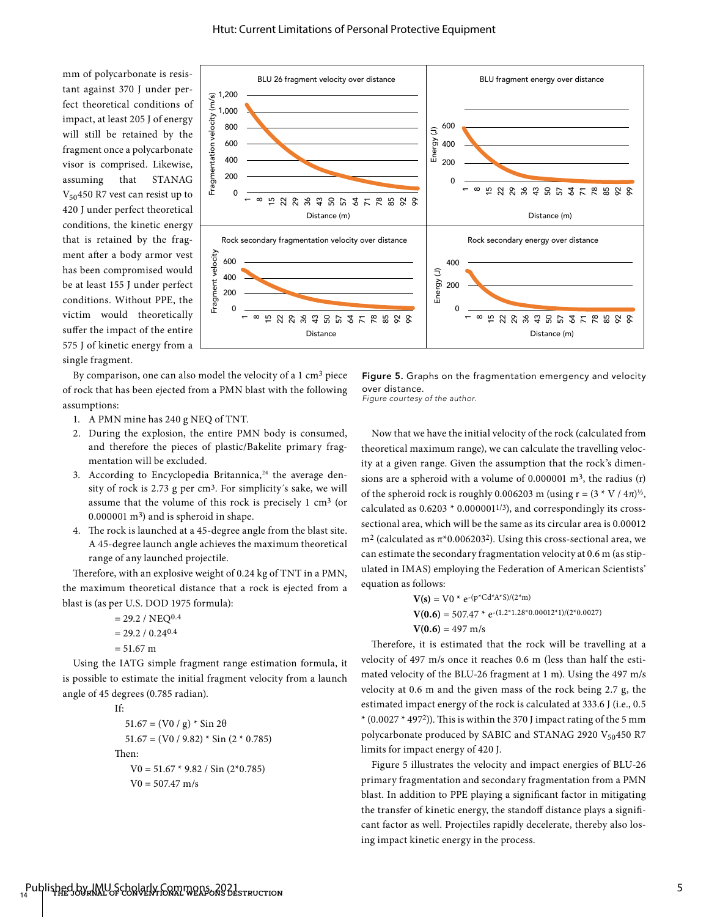mm of polycarbonate is resistant against 370 J under perfect theoretical conditions of impact, at least 205 J of energy will still be retained by the fragment once a polycarbonate visor is comprised. Likewise, assuming that STANAG $V_{50}$450 R7 vest can resist up to 420 J under perfect theoretical conditions, the kinetic energy that is retained by the fragment after a body armor vest has been compromised would be at least 155 J under perfect conditions. Without PPE, the victim would theoretically suffer the impact of the entire 575 J of kinetic energy from a single fragment.

By comparison, one can also model the velocity of a 1 $cm^3$ piece of rock that has been ejected from a PMN blast with the following assumptions:

1. A PMN mine has 240 g NEQ of TNT.
2. During the explosion, the entire PMN body is consumed, and therefore the pieces of plastic/Bakelite primary fragmentation will be excluded.
3. According to Encyclopedia Britannica,[24] the average density of rock is 2.73 g per $cm^3$. For simplicity's sake, we will assume that the volume of this rock is precisely 1 $cm^3$ (or 0.000001 $m^3$) and is spheroid in shape.
4. The rock is launched at a 45-degree angle from the blast site. A 45-degree launch angle achieves the maximum theoretical range of any launched projectile.

Therefore, with an explosive weight of 0.24 kg of TNT in a PMN, the maximum theoretical distance that a rock is ejected from a blast is (as per U.S. DOD 1975 formula):

$$= 29.2 / NEQ^{0.4}$$
$$= 29.2 / 0.24^{0.4}$$
$$= 51.67 \text{ m}$$

Using the IATG simple fragment range estimation formula, it is possible to estimate the initial fragment velocity from a launch angle of 45 degrees (0.785 radian).

If:

$$51.67 = (V0 / g) * \text{Sin } 2\theta$$
$$51.67 = (V0 / 9.82) * \text{Sin } (2 * 0.785)$$

Then:

$$V0 = 51.67 * 9.82 / \text{Sin } (2*0.785)$$
$$V0 = 507.47 \text{ m/s}$$

Figure 5. Graphs on the fragmentation emergency and velocity over distance.
*Figure courtesy of the author.*

Now that we have the initial velocity of the rock (calculated from theoretical maximum range), we can calculate the travelling velocity at a given range. Given the assumption that the rock's dimensions are a spheroid with a volume of 0.000001 $m^3$, the radius (r) of the spheroid rock is roughly 0.006203 m (using $r = (3 * V / 4\pi)^{1/3}$, calculated as $0.6203 * 0.000001^{1/3}$), and correspondingly its cross-sectional area, which will be the same as its circular area is 0.00012 $m^2$ (calculated as $\pi * 0.006203^2$). Using this cross-sectional area, we can estimate the secondary fragmentation velocity at 0.6 m (as stipulated in IMAS) employing the Federation of American Scientists' equation as follows:

$$\mathbf{V(s)} = V0 * e^{-(p*Cd*A*S)/(2*m)}$$
$$\mathbf{V(0.6)} = 507.47 * e^{-(1.2*1.28*0.00012*1)/(2*0.0027)}$$
$$\mathbf{V(0.6)} = 497 \text{ m/s}$$

Therefore, it is estimated that the rock will be travelling at a velocity of 497 m/s once it reaches 0.6 m (less than half the estimated velocity of the BLU-26 fragment at 1 m). Using the 497 m/s velocity at 0.6 m and the given mass of the rock being 2.7 g, the estimated impact energy of the rock is calculated at 333.6 J (i.e., $0.5 * (0.0027 * 497^2)$). This is within the 370 J impact rating of the 5 mm polycarbonate produced by SABIC and STANAG 2920 $V_{50}$450 R7 limits for impact energy of 420 J.

Figure 5 illustrates the velocity and impact energies of BLU-26 primary fragmentation and secondary fragmentation from a PMN blast. In addition to PPE playing a significant factor in mitigating the transfer of kinetic energy, the standoff distance plays a significant factor as well. Projectiles rapidly decelerate, thereby also losing impact kinetic energy in the process.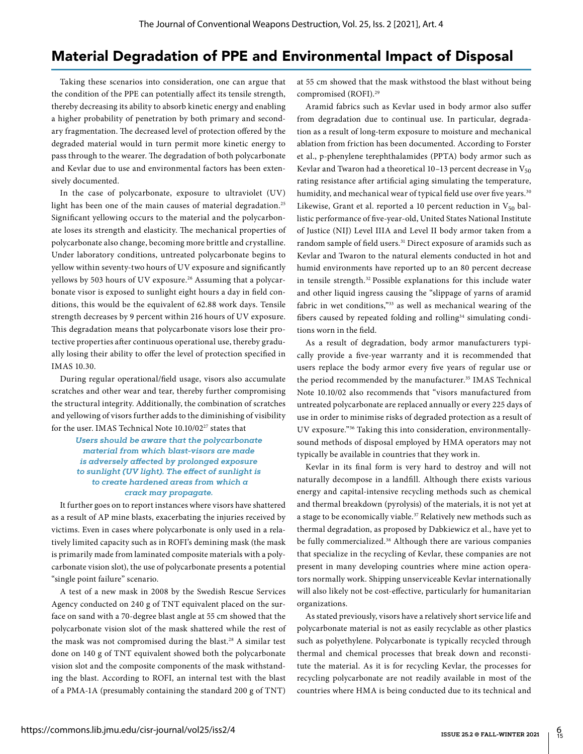## Material Degradation of PPE and Environmental Impact of Disposal

Taking these scenarios into consideration, one can argue that the condition of the PPE can potentially affect its tensile strength, thereby decreasing its ability to absorb kinetic energy and enabling a higher probability of penetration by both primary and secondary fragmentation. The decreased level of protection offered by the degraded material would in turn permit more kinetic energy to pass through to the wearer. The degradation of both polycarbonate and Kevlar due to use and environmental factors has been extensively documented.

In the case of polycarbonate, exposure to ultraviolet (UV) light has been one of the main causes of material degradation.[25] Significant yellowing occurs to the material and the polycarbonate loses its strength and elasticity. The mechanical properties of polycarbonate also change, becoming more brittle and crystalline. Under laboratory conditions, untreated polycarbonate begins to yellow within seventy-two hours of UV exposure and significantly yellows by 503 hours of UV exposure.[26] Assuming that a polycarbonate visor is exposed to sunlight eight hours a day in field conditions, this would be the equivalent of 62.88 work days. Tensile strength decreases by 9 percent within 216 hours of UV exposure. This degradation means that polycarbonate visors lose their protective properties after continuous operational use, thereby gradually losing their ability to offer the level of protection specified in IMAS 10.30.

During regular operational/field usage, visors also accumulate scratches and other wear and tear, thereby further compromising the structural integrity. Additionally, the combination of scratches and yellowing of visors further adds to the diminishing of visibility for the user. IMAS Technical Note 10.10/02[27] states that

> ***Users should be aware that the polycarbonate material from which blast-visors are made is adversely affected by prolonged exposure to sunlight (UV light). The effect of sunlight is to create hardened areas from which a crack may propagate.***

It further goes on to report instances where visors have shattered as a result of AP mine blasts, exacerbating the injuries received by victims. Even in cases where polycarbonate is only used in a relatively limited capacity such as in ROFI's demining mask (the mask is primarily made from laminated composite materials with a polycarbonate vision slot), the use of polycarbonate presents a potential "single point failure" scenario.

A test of a new mask in 2008 by the Swedish Rescue Services Agency conducted on 240 g of TNT equivalent placed on the surface on sand with a 70-degree blast angle at 55 cm showed that the polycarbonate vision slot of the mask shattered while the rest of the mask was not compromised during the blast.[28] A similar test done on 140 g of TNT equivalent showed both the polycarbonate vision slot and the composite components of the mask withstanding the blast. According to ROFI, an internal test with the blast of a PMA-1A (presumably containing the standard 200 g of TNT) at 55 cm showed that the mask withstood the blast without being compromised (ROFI).[29]

Aramid fabrics such as Kevlar used in body armor also suffer from degradation due to continual use. In particular, degradation as a result of long-term exposure to moisture and mechanical ablation from friction has been documented. According to Forster et al., p-phenylene terephthalamides (PPTA) body armor such as Kevlar and Twaron had a theoretical 10–13 percent decrease in $V_{50}$ rating resistance after artificial aging simulating the temperature, humidity, and mechanical wear of typical field use over five years.[30] Likewise, Grant et al. reported a 10 percent reduction in $V_{50}$ ballistic performance of five-year-old, United States National Institute of Justice (NIJ) Level IIIA and Level II body armor taken from a random sample of field users.[31] Direct exposure of aramids such as Kevlar and Twaron to the natural elements conducted in hot and humid environments have reported up to an 80 percent decrease in tensile strength.[32] Possible explanations for this include water and other liquid ingress causing the "slippage of yarns of aramid fabric in wet conditions,"[33] as well as mechanical wearing of the fibers caused by repeated folding and rolling[34] simulating conditions worn in the field.

As a result of degradation, body armor manufacturers typically provide a five-year warranty and it is recommended that users replace the body armor every five years of regular use or the period recommended by the manufacturer.[35] IMAS Technical Note 10.10/02 also recommends that "visors manufactured from untreated polycarbonate are replaced annually or every 225 days of use in order to minimise risks of degraded protection as a result of UV exposure."[36] Taking this into consideration, environmentally-sound methods of disposal employed by HMA operators may not typically be available in countries that they work in.

Kevlar in its final form is very hard to destroy and will not naturally decompose in a landfill. Although there exists various energy and capital-intensive recycling methods such as chemical and thermal breakdown (pyrolysis) of the materials, it is not yet at a stage to be economically viable.[37] Relatively new methods such as thermal degradation, as proposed by Dabkiewicz et al., have yet to be fully commercialized.[38] Although there are various companies that specialize in the recycling of Kevlar, these companies are not present in many developing countries where mine action operators normally work. Shipping unserviceable Kevlar internationally will also likely not be cost-effective, particularly for humanitarian organizations.

As stated previously, visors have a relatively short service life and polycarbonate material is not as easily recyclable as other plastics such as polyethylene. Polycarbonate is typically recycled through thermal and chemical processes that break down and reconstitute the material. As it is for recycling Kevlar, the processes for recycling polycarbonate are not readily available in most of the countries where HMA is being conducted due to its technical and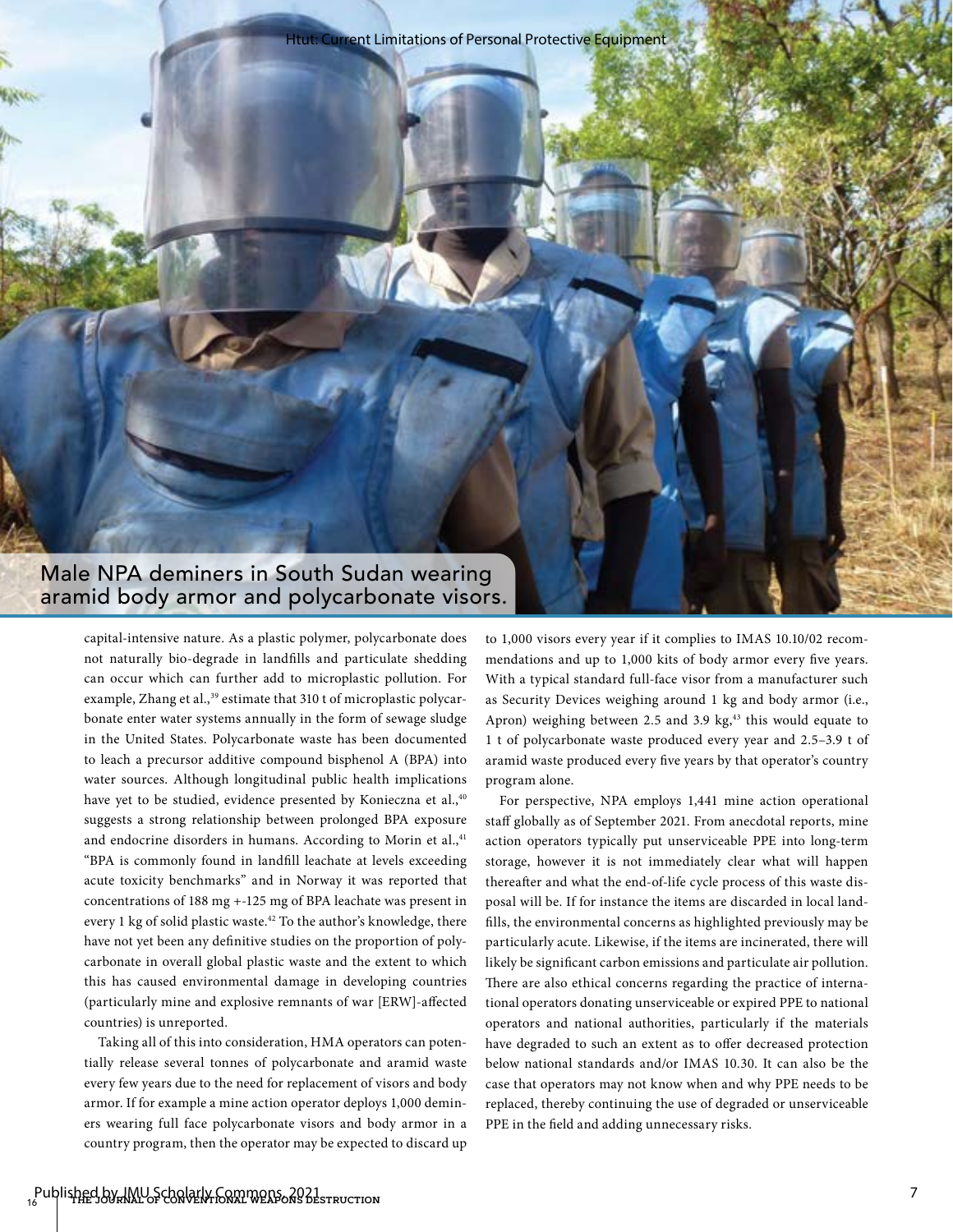Male NPA deminers in South Sudan wearing aramid body armor and polycarbonate visors.

capital-intensive nature. As a plastic polymer, polycarbonate does not naturally bio-degrade in landfills and particulate shedding can occur which can further add to microplastic pollution. For example, Zhang et al.,[39] estimate that 310 t of microplastic polycarbonate enter water systems annually in the form of sewage sludge in the United States. Polycarbonate waste has been documented to leach a precursor additive compound bisphenol A (BPA) into water sources. Although longitudinal public health implications have yet to be studied, evidence presented by Konieczna et al.,[40] suggests a strong relationship between prolonged BPA exposure and endocrine disorders in humans. According to Morin et al.,[41] "BPA is commonly found in landfill leachate at levels exceeding acute toxicity benchmarks" and in Norway it was reported that concentrations of 188 mg +-125 mg of BPA leachate was present in every 1 kg of solid plastic waste.[42] To the author's knowledge, there have not yet been any definitive studies on the proportion of polycarbonate in overall global plastic waste and the extent to which this has caused environmental damage in developing countries (particularly mine and explosive remnants of war [ERW]-affected countries) is unreported.

Taking all of this into consideration, HMA operators can potentially release several tonnes of polycarbonate and aramid waste every few years due to the need for replacement of visors and body armor. If for example a mine action operator deploys 1,000 deminers wearing full face polycarbonate visors and body armor in a country program, then the operator may be expected to discard up to 1,000 visors every year if it complies to IMAS 10.10/02 recommendations and up to 1,000 kits of body armor every five years. With a typical standard full-face visor from a manufacturer such as Security Devices weighing around 1 kg and body armor (i.e., Apron) weighing between 2.5 and 3.9 kg,[43] this would equate to 1 t of polycarbonate waste produced every year and 2.5–3.9 t of aramid waste produced every five years by that operator's country program alone.

For perspective, NPA employs 1,441 mine action operational staff globally as of September 2021. From anecdotal reports, mine action operators typically put unserviceable PPE into long-term storage, however it is not immediately clear what will happen thereafter and what the end-of-life cycle process of this waste disposal will be. If for instance the items are discarded in local landfills, the environmental concerns as highlighted previously may be particularly acute. Likewise, if the items are incinerated, there will likely be significant carbon emissions and particulate air pollution. There are also ethical concerns regarding the practice of international operators donating unserviceable or expired PPE to national operators and national authorities, particularly if the materials have degraded to such an extent as to offer decreased protection below national standards and/or IMAS 10.30. It can also be the case that operators may not know when and why PPE needs to be replaced, thereby continuing the use of degraded or unserviceable PPE in the field and adding unnecessary risks.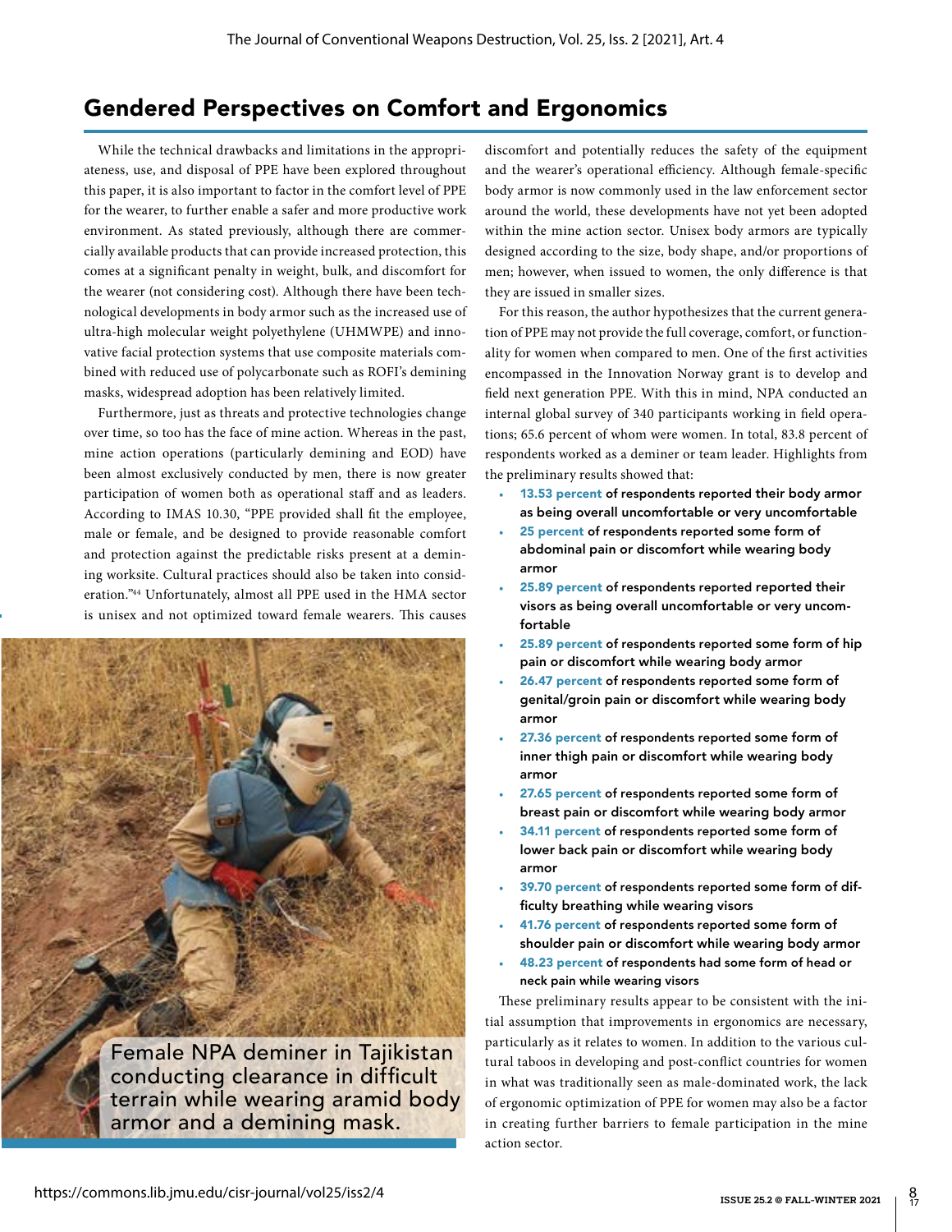## Gendered Perspectives on Comfort and Ergonomics

While the technical drawbacks and limitations in the appropriateness, use, and disposal of PPE have been explored throughout this paper, it is also important to factor in the comfort level of PPE for the wearer, to further enable a safer and more productive work environment. As stated previously, although there are commercially available products that can provide increased protection, this comes at a significant penalty in weight, bulk, and discomfort for the wearer (not considering cost). Although there have been technological developments in body armor such as the increased use of ultra-high molecular weight polyethylene (UHMWPE) and innovative facial protection systems that use composite materials combined with reduced use of polycarbonate such as ROFI's demining masks, widespread adoption has been relatively limited.

Furthermore, just as threats and protective technologies change over time, so too has the face of mine action. Whereas in the past, mine action operations (particularly demining and EOD) have been almost exclusively conducted by men, there is now greater participation of women both as operational staff and as leaders. According to IMAS 10.30, "PPE provided shall fit the employee, male or female, and be designed to provide reasonable comfort and protection against the predictable risks present at a demining worksite. Cultural practices should also be taken into consideration."[44] Unfortunately, almost all PPE used in the HMA sector is unisex and not optimized toward female wearers. This causes discomfort and potentially reduces the safety of the equipment and the wearer's operational efficiency. Although female-specific body armor is now commonly used in the law enforcement sector around the world, these developments have not yet been adopted within the mine action sector. Unisex body armors are typically designed according to the size, body shape, and/or proportions of men; however, when issued to women, the only difference is that they are issued in smaller sizes.

Female NPA deminer in Tajikistan conducting clearance in difficult terrain while wearing aramid body armor and a demining mask.

For this reason, the author hypothesizes that the current generation of PPE may not provide the full coverage, comfort, or functionality for women when compared to men. One of the first activities encompassed in the Innovation Norway grant is to develop and field next generation PPE. With this in mind, NPA conducted an internal global survey of 340 participants working in field operations; 65.6 percent of whom were women. In total, 83.8 percent of respondents worked as a deminer or team leader. Highlights from the preliminary results showed that:

- **13.53 percent of respondents reported their body armor as being overall uncomfortable or very uncomfortable**
- **25 percent of respondents reported some form of abdominal pain or discomfort while wearing body armor**
- **25.89 percent of respondents reported reported their visors as being overall uncomfortable or very uncomfortable**
- **25.89 percent of respondents reported some form of hip pain or discomfort while wearing body armor**
- **26.47 percent of respondents reported some form of genital/groin pain or discomfort while wearing body armor**
- **27.36 percent of respondents reported some form of inner thigh pain or discomfort while wearing body armor**
- **27.65 percent of respondents reported some form of breast pain or discomfort while wearing body armor**
- **34.11 percent of respondents reported some form of lower back pain or discomfort while wearing body armor**
- **39.70 percent of respondents reported some form of difficulty breathing while wearing visors**
- **41.76 percent of respondents reported some form of shoulder pain or discomfort while wearing body armor**
- **48.23 percent of respondents had some form of head or neck pain while wearing visors**

These preliminary results appear to be consistent with the initial assumption that improvements in ergonomics are necessary, particularly as it relates to women. In addition to the various cultural taboos in developing and post-conflict countries for women in what was traditionally seen as male-dominated work, the lack of ergonomic optimization of PPE for women may also be a factor in creating further barriers to female participation in the mine action sector.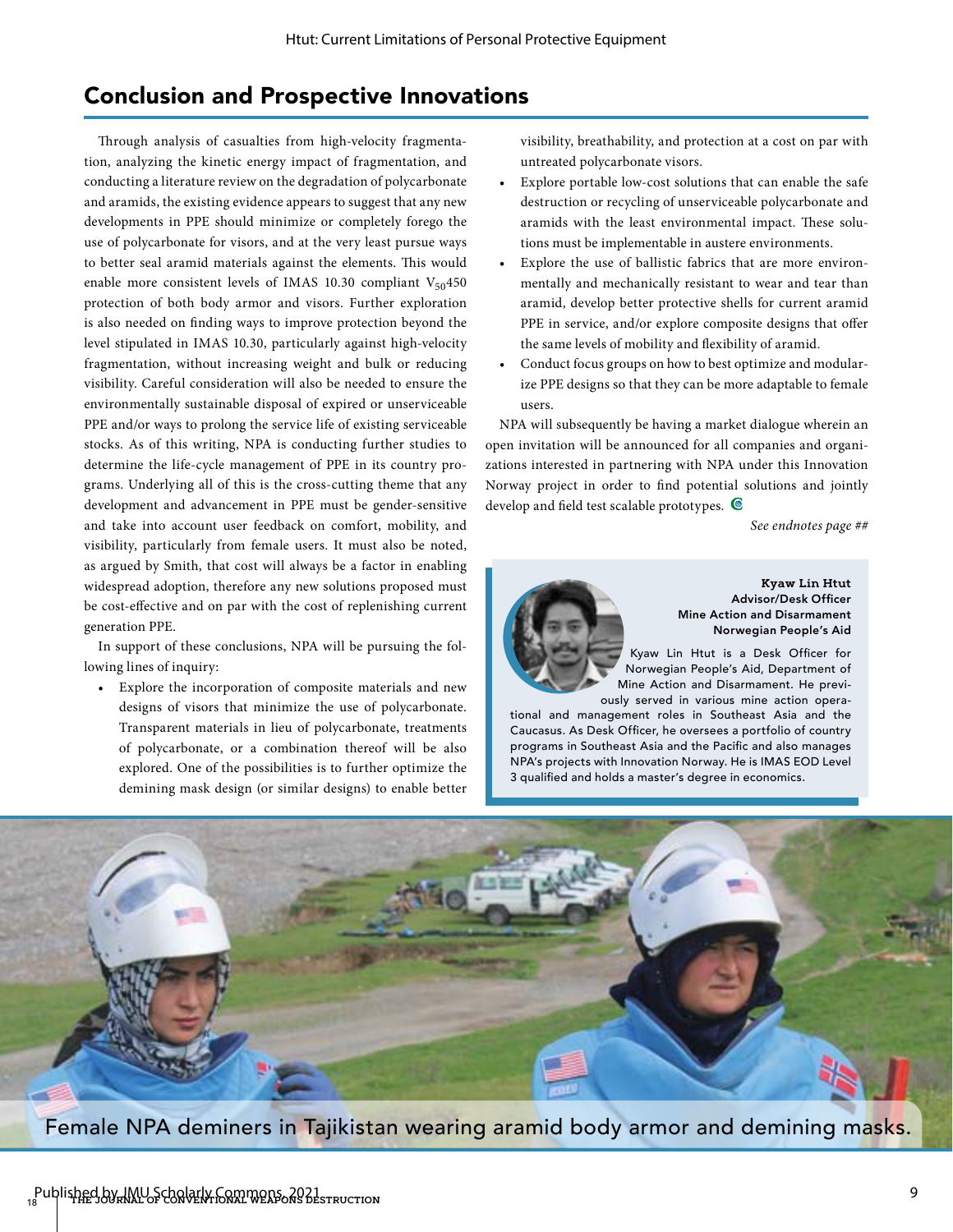## Conclusion and Prospective Innovations

Through analysis of casualties from high-velocity fragmentation, analyzing the kinetic energy impact of fragmentation, and conducting a literature review on the degradation of polycarbonate and aramids, the existing evidence appears to suggest that any new developments in PPE should minimize or completely forego the use of polycarbonate for visors, and at the very least pursue ways to better seal aramid materials against the elements. This would enable more consistent levels of IMAS 10.30 compliant $V_{50}450$ protection of both body armor and visors. Further exploration is also needed on finding ways to improve protection beyond the level stipulated in IMAS 10.30, particularly against high-velocity fragmentation, without increasing weight and bulk or reducing visibility. Careful consideration will also be needed to ensure the environmentally sustainable disposal of expired or unserviceable PPE and/or ways to prolong the service life of existing serviceable stocks. As of this writing, NPA is conducting further studies to determine the life-cycle management of PPE in its country programs. Underlying all of this is the cross-cutting theme that any development and advancement in PPE must be gender-sensitive and take into account user feedback on comfort, mobility, and visibility, particularly from female users. It must also be noted, as argued by Smith, that cost will always be a factor in enabling widespread adoption, therefore any new solutions proposed must be cost-effective and on par with the cost of replenishing current generation PPE.

In support of these conclusions, NPA will be pursuing the following lines of inquiry:

- Explore the incorporation of composite materials and new designs of visors that minimize the use of polycarbonate. Transparent materials in lieu of polycarbonate, treatments of polycarbonate, or a combination thereof will be also explored. One of the possibilities is to further optimize the demining mask design (or similar designs) to enable better visibility, breathability, and protection at a cost on par with untreated polycarbonate visors.
- Explore portable low-cost solutions that can enable the safe destruction or recycling of unserviceable polycarbonate and aramids with the least environmental impact. These solutions must be implementable in austere environments.
- Explore the use of ballistic fabrics that are more environmentally and mechanically resistant to wear and tear than aramid, develop better protective shells for current aramid PPE in service, and/or explore composite designs that offer the same levels of mobility and flexibility of aramid.
- Conduct focus groups on how to best optimize and modularize PPE designs so that they can be more adaptable to female users.

NPA will subsequently be having a market dialogue wherein an open invitation will be announced for all companies and organizations interested in partnering with NPA under this Innovation Norway project in order to find potential solutions and jointly develop and field test scalable prototypes.

*See endnotes page ##*

**Kyaw Lin Htut**
**Advisor/Desk Officer**
**Mine Action and Disarmament**
**Norwegian People's Aid**

Kyaw Lin Htut is a Desk Officer for Norwegian People's Aid, Department of Mine Action and Disarmament. He previously served in various mine action operational and management roles in Southeast Asia and the Caucasus. As Desk Officer, he oversees a portfolio of country programs in Southeast Asia and the Pacific and also manages NPA's projects with Innovation Norway. He is IMAS EOD Level 3 qualified and holds a master's degree in economics.

Female NPA deminers in Tajikistan wearing aramid body armor and demining masks.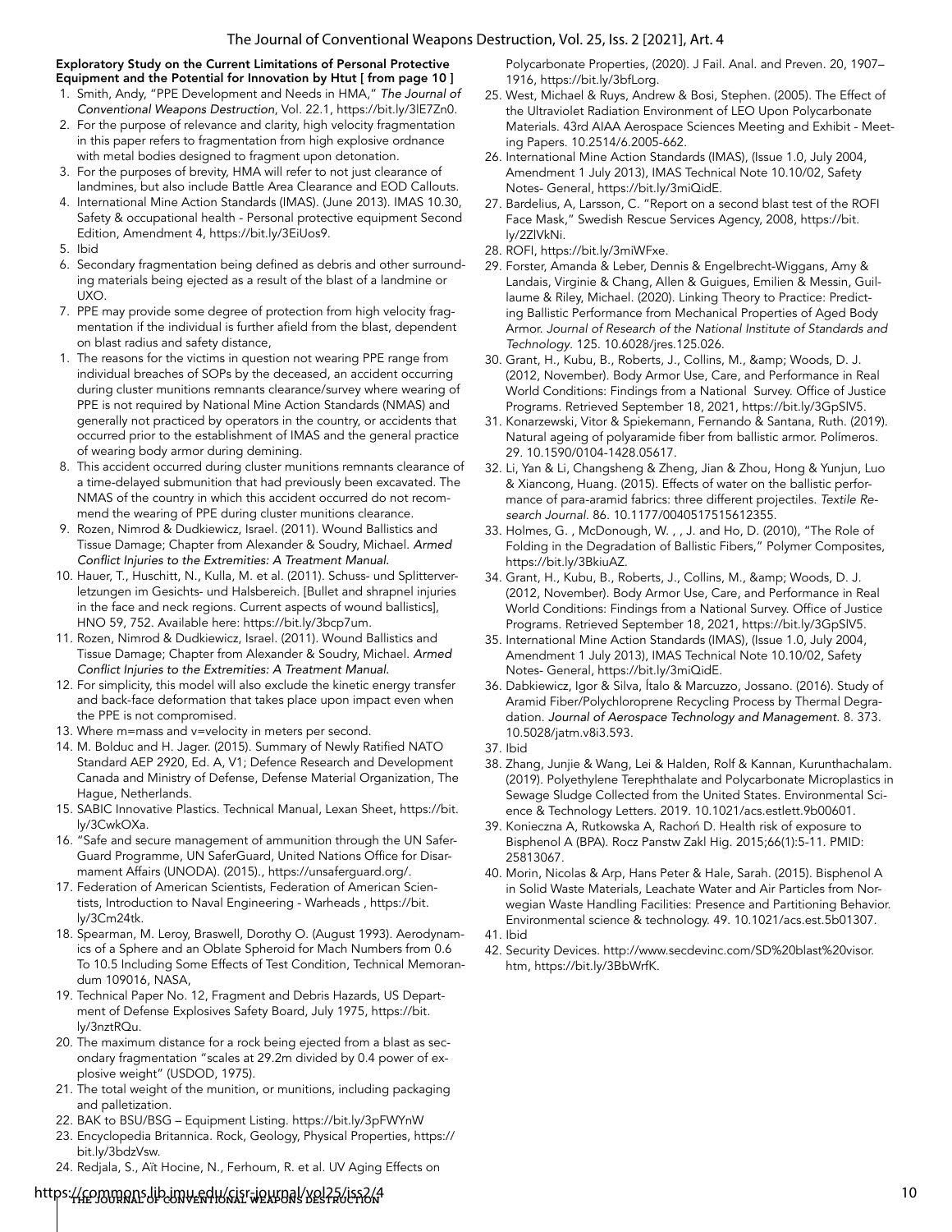**Exploratory Study on the Current Limitations of Personal Protective Equipment and the Potential for Innovation by Htut [ from page 10 ]**

1. Smith, Andy, "PPE Development and Needs in HMA," *The Journal of Conventional Weapons Destruction*, Vol. 22.1, https://bit.ly/3lE7Zn0.
2. For the purpose of relevance and clarity, high velocity fragmentation in this paper refers to fragmentation from high explosive ordnance with metal bodies designed to fragment upon detonation.
3. For the purposes of brevity, HMA will refer to not just clearance of landmines, but also include Battle Area Clearance and EOD Callouts.
4. International Mine Action Standards (IMAS). (June 2013). IMAS 10.30, Safety & occupational health - Personal protective equipment Second Edition, Amendment 4, https://bit.ly/3EiUos9.
5. Ibid
6. Secondary fragmentation being defined as debris and other surrounding materials being ejected as a result of the blast of a landmine or UXO.
7. PPE may provide some degree of protection from high velocity fragmentation if the individual is further afield from the blast, dependent on blast radius and safety distance,
1. The reasons for the victims in question not wearing PPE range from individual breaches of SOPs by the deceased, an accident occurring during cluster munitions remnants clearance/survey where wearing of PPE is not required by National Mine Action Standards (NMAS) and generally not practiced by operators in the country, or accidents that occurred prior to the establishment of IMAS and the general practice of wearing body armor during demining.
8. This accident occurred during cluster munitions remnants clearance of a time-delayed submunition that had previously been excavated. The NMAS of the country in which this accident occurred do not recommend the wearing of PPE during cluster munitions clearance.
9. Rozen, Nimrod & Dudkiewicz, Israel. (2011). Wound Ballistics and Tissue Damage; Chapter from Alexander & Soudry, Michael. *Armed Conflict Injuries to the Extremities: A Treatment Manual.*
10. Hauer, T., Huschitt, N., Kulla, M. et al. (2011). Schuss- und Splitterverletzungen im Gesichts- und Halsbereich. [Bullet and shrapnel injuries in the face and neck regions. Current aspects of wound ballistics], HNO 59, 752. Available here: https://bit.ly/3bcp7um.
11. Rozen, Nimrod & Dudkiewicz, Israel. (2011). Wound Ballistics and Tissue Damage; Chapter from Alexander & Soudry, Michael. *Armed Conflict Injuries to the Extremities: A Treatment Manual.*
12. For simplicity, this model will also exclude the kinetic energy transfer and back-face deformation that takes place upon impact even when the PPE is not compromised.
13. Where m=mass and v=velocity in meters per second.
14. M. Bolduc and H. Jager. (2015). Summary of Newly Ratified NATO Standard AEP 2920, Ed. A, V1; Defence Research and Development Canada and Ministry of Defense, Defense Material Organization, The Hague, Netherlands.
15. SABIC Innovative Plastics. Technical Manual, Lexan Sheet, https://bit.ly/3CwkOXa.
16. "Safe and secure management of ammunition through the UN SaferGuard Programme, UN SaferGuard, United Nations Office for Disarmament Affairs (UNODA). (2015)., https://unsaferguard.org/.
17. Federation of American Scientists, Federation of American Scientists, Introduction to Naval Engineering - Warheads , https://bit.ly/3Cm24tk.
18. Spearman, M. Leroy, Braswell, Dorothy O. (August 1993). Aerodynamics of a Sphere and an Oblate Spheroid for Mach Numbers from 0.6 To 10.5 Including Some Effects of Test Condition, Technical Memorandum 109016, NASA,
19. Technical Paper No. 12, Fragment and Debris Hazards, US Department of Defense Explosives Safety Board, July 1975, https://bit.ly/3nztRQu.
20. The maximum distance for a rock being ejected from a blast as secondary fragmentation "scales at 29.2m divided by 0.4 power of explosive weight" (USDOD, 1975).
21. The total weight of the munition, or munitions, including packaging and palletization.
22. BAK to BSU/BSG – Equipment Listing. https://bit.ly/3pFWYnW
23. Encyclopedia Britannica. Rock, Geology, Physical Properties, https://bit.ly/3bdzVsw.
24. Redjala, S., Aït Hocine, N., Ferhoum, R. et al. UV Aging Effects on Polycarbonate Properties, (2020). J Fail. Anal. and Preven. 20, 1907–1916, https://bit.ly/3bfLorg.
25. West, Michael & Ruys, Andrew & Bosi, Stephen. (2005). The Effect of the Ultraviolet Radiation Environment of LEO Upon Polycarbonate Materials. 43rd AIAA Aerospace Sciences Meeting and Exhibit - Meeting Papers. 10.2514/6.2005-662.
26. International Mine Action Standards (IMAS), (Issue 1.0, July 2004, Amendment 1 July 2013), IMAS Technical Note 10.10/02, Safety Notes- General, https://bit.ly/3miQidE.
27. Bardelius, A, Larsson, C. "Report on a second blast test of the ROFI Face Mask," Swedish Rescue Services Agency, 2008, https://bit.ly/2ZlVkNi.
28. ROFI, https://bit.ly/3miWFxe.
29. Forster, Amanda & Leber, Dennis & Engelbrecht-Wiggans, Amy & Landais, Virginie & Chang, Allen & Guigues, Emilien & Messin, Guillaume & Riley, Michael. (2020). Linking Theory to Practice: Predicting Ballistic Performance from Mechanical Properties of Aged Body Armor. *Journal of Research of the National Institute of Standards and Technology*. 125. 10.6028/jres.125.026.
30. Grant, H., Kubu, B., Roberts, J., Collins, M., &amp; Woods, D. J. (2012, November). Body Armor Use, Care, and Performance in Real World Conditions: Findings from a National Survey. Office of Justice Programs. Retrieved September 18, 2021, https://bit.ly/3GpSlV5.
31. Konarzewski, Vitor & Spiekemann, Fernando & Santana, Ruth. (2019). Natural ageing of polyaramide fiber from ballistic armor. Polímeros. 29. 10.1590/0104-1428.05617.
32. Li, Yan & Li, Changsheng & Zheng, Jian & Zhou, Hong & Yunjun, Luo & Xiancong, Huang. (2015). Effects of water on the ballistic performance of para-aramid fabrics: three different projectiles. *Textile Research Journal*. 86. 10.1177/0040517515612355.
33. Holmes, G. , McDonough, W. , , J. and Ho, D. (2010), "The Role of Folding in the Degradation of Ballistic Fibers," Polymer Composites, https://bit.ly/3BkiuAZ.
34. Grant, H., Kubu, B., Roberts, J., Collins, M., &amp; Woods, D. J. (2012, November). Body Armor Use, Care, and Performance in Real World Conditions: Findings from a National Survey. Office of Justice Programs. Retrieved September 18, 2021, https://bit.ly/3GpSlV5.
35. International Mine Action Standards (IMAS), (Issue 1.0, July 2004, Amendment 1 July 2013), IMAS Technical Note 10.10/02, Safety Notes- General, https://bit.ly/3miQidE.
36. Dabkiewicz, Igor & Silva, Ítalo & Marcuzzo, Jossano. (2016). Study of Aramid Fiber/Polychloroprene Recycling Process by Thermal Degradation. *Journal of Aerospace Technology and Management*. 8. 373. 10.5028/jatm.v8i3.593.
37. Ibid
38. Zhang, Junjie & Wang, Lei & Halden, Rolf & Kannan, Kurunthachalam. (2019). Polyethylene Terephthalate and Polycarbonate Microplastics in Sewage Sludge Collected from the United States. Environmental Science & Technology Letters. 2019. 10.1021/acs.estlett.9b00601.
39. Konieczna A, Rutkowska A, Rachoń D. Health risk of exposure to Bisphenol A (BPA). Rocz Panstw Zakl Hig. 2015;66(1):5-11. PMID: 25813067.
40. Morin, Nicolas & Arp, Hans Peter & Hale, Sarah. (2015). Bisphenol A in Solid Waste Materials, Leachate Water and Air Particles from Norwegian Waste Handling Facilities: Presence and Partitioning Behavior. Environmental science & technology. 49. 10.1021/acs.est.5b01307.
41. Ibid
42. Security Devices. http://www.secdevinc.com/SD%20blast%20visor.htm, https://bit.ly/3BbWrfK.